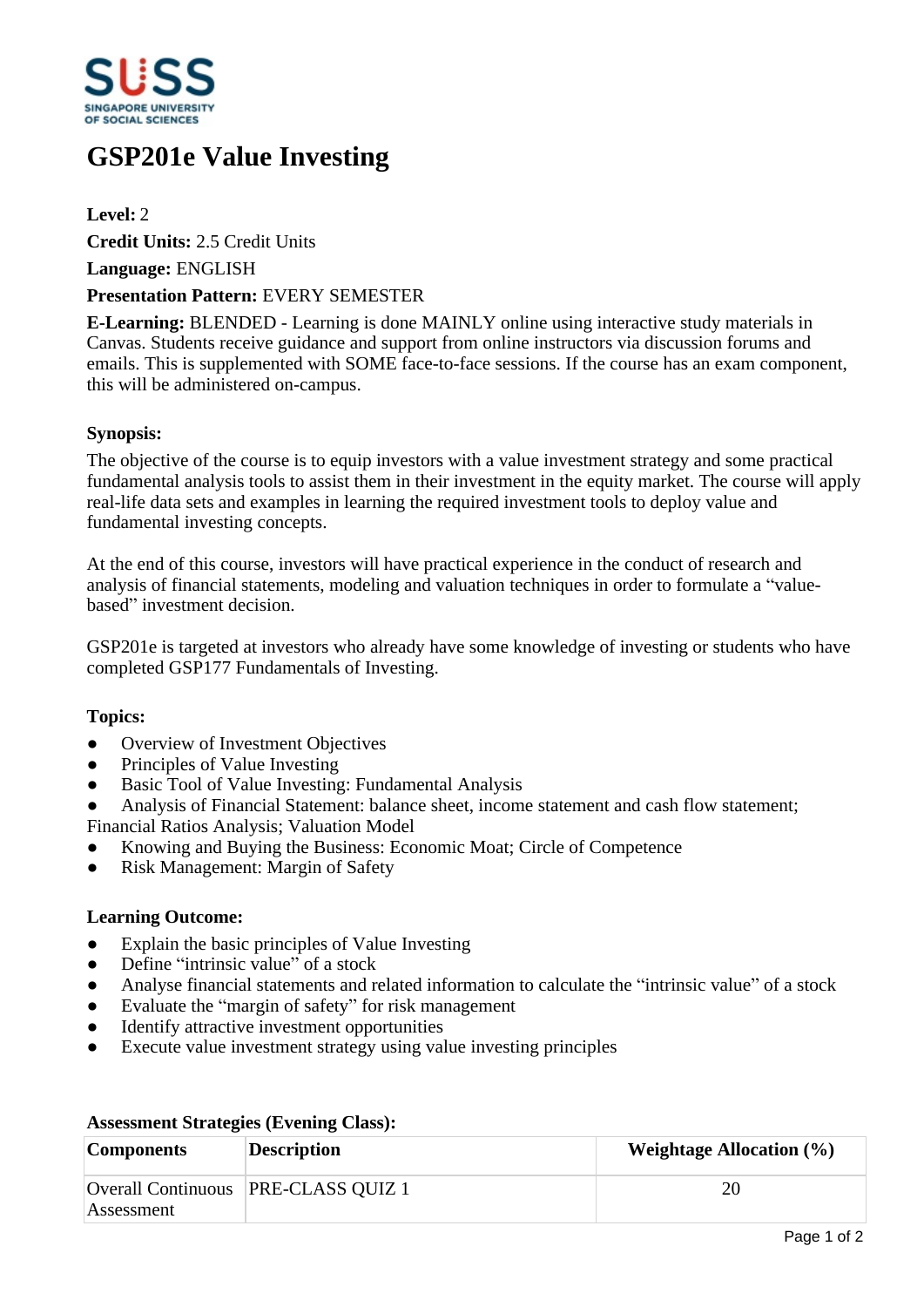# GSP201e Value Investing

**Level:** 2

**Credit Units:** 2.5 Credit Units

**Language:** ENGLISH

**Presentation Pattern:** EVERY SEMESTER

**E-Learning:** BLENDED - Learning is done MAINLY online using interactive study materials in Canvas. Students receive guidance and support from online instructors via discussion forums and emails. This is supplemented with SOME face-to-face sessions. If the course has an exam component, this will be administered on-campus.

### Synopsis:

The objective of the course is to equip investors with a value investment strategy and some practical fundamental analysis tools to assist them in their investment in the equity market. The course will apply real-life data sets and examples in learning the required investment tools to deploy value and fundamental investing concepts.

At the end of this course, investors will have practical experience in the conduct of research and analysis of financial statements, modeling and valuation techniques in order to formulate a "value-based" investment decision.

GSP201e is targeted at investors who already have some knowledge of investing or students who have completed GSP177 Fundamentals of Investing.

### Topics:

- Overview of Investment Objectives
- Principles of Value Investing
- Basic Tool of Value Investing: Fundamental Analysis
- Analysis of Financial Statement: balance sheet, income statement and cash flow statement; Financial Ratios Analysis; Valuation Model
- Knowing and Buying the Business: Economic Moat; Circle of Competence
- Risk Management: Margin of Safety

### Learning Outcome:

- Explain the basic principles of Value Investing
- Define "intrinsic value" of a stock
- Analyse financial statements and related information to calculate the "intrinsic value" of a stock
- Evaluate the "margin of safety" for risk management
- Identify attractive investment opportunities
- Execute value investment strategy using value investing principles

### Assessment Strategies (Evening Class):

| Components | Description | Weightage Allocation (%) |
|---|---|---|
| Overall Continuous Assessment | PRE-CLASS QUIZ 1 | 20 |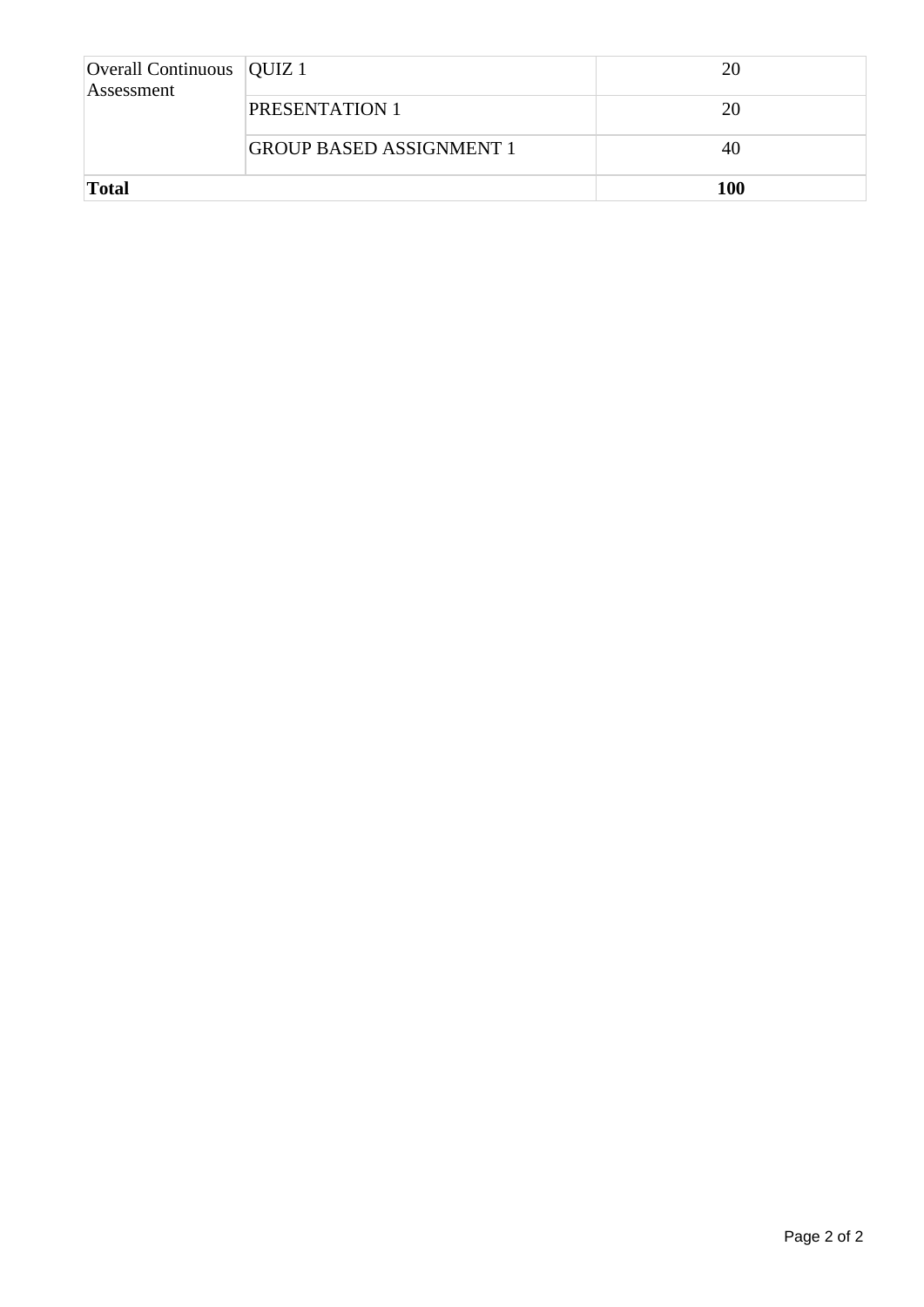| | | |
|---|---|---|
| Overall Continuous Assessment | QUIZ 1 | 20 |
| | PRESENTATION 1 | 20 |
| | GROUP BASED ASSIGNMENT 1 | 40 |
| **Total** | | **100** |